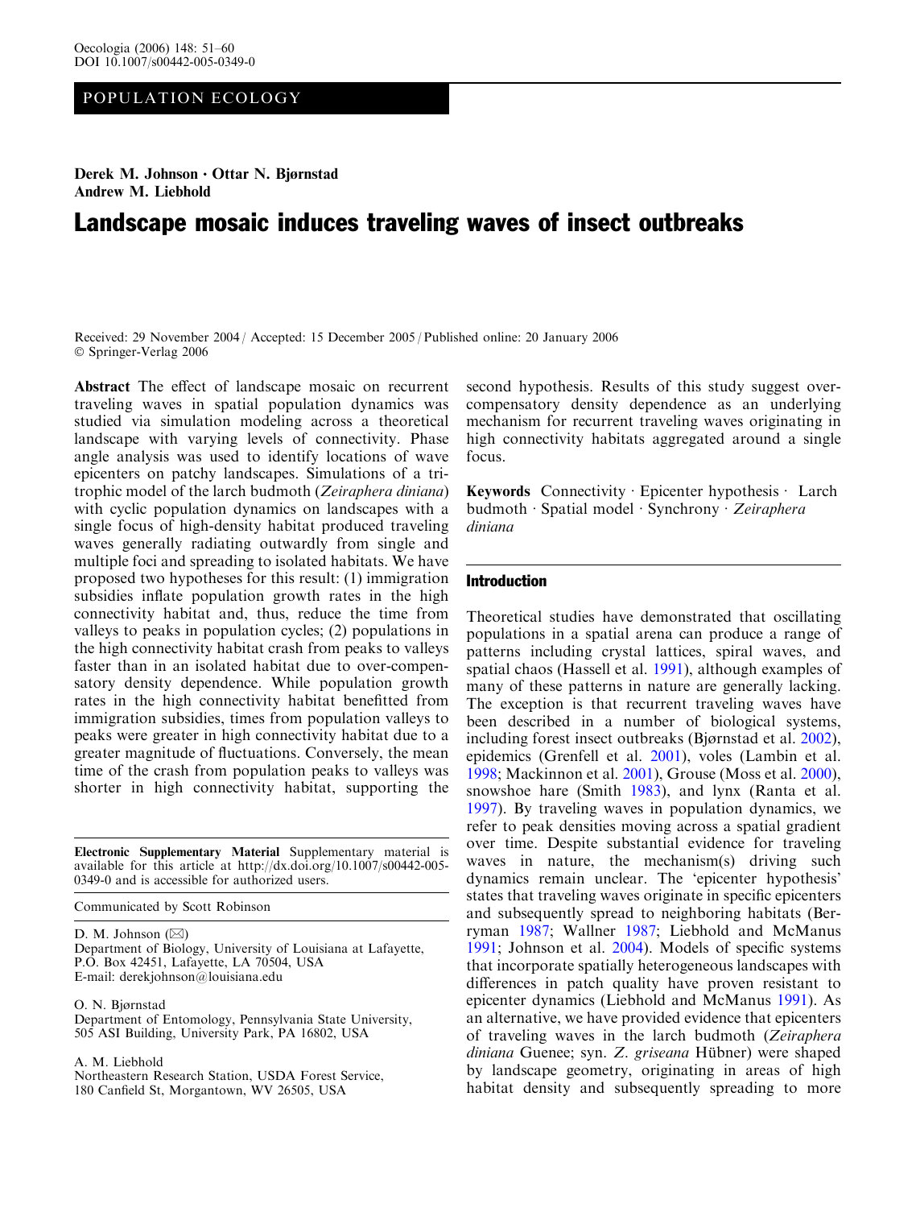POPULATION ECOLOGY

**Derek M. Johnson · Ottar N. Bjørnstad**
**Andrew M. Liebhold**

# Landscape mosaic induces traveling waves of insect outbreaks

Received: 29 November 2004 / Accepted: 15 December 2005 / Published online: 20 January 2006
© Springer-Verlag 2006

**Abstract** The effect of landscape mosaic on recurrent traveling waves in spatial population dynamics was studied via simulation modeling across a theoretical landscape with varying levels of connectivity. Phase angle analysis was used to identify locations of wave epicenters on patchy landscapes. Simulations of a tri-trophic model of the larch budmoth (*Zeiraphera diniana*) with cyclic population dynamics on landscapes with a single focus of high-density habitat produced traveling waves generally radiating outwardly from single and multiple foci and spreading to isolated habitats. We have proposed two hypotheses for this result: (1) immigration subsidies inflate population growth rates in the high connectivity habitat and, thus, reduce the time from valleys to peaks in population cycles; (2) populations in the high connectivity habitat crash from peaks to valleys faster than in an isolated habitat due to over-compensatory density dependence. While population growth rates in the high connectivity habitat benefitted from immigration subsidies, times from population valleys to peaks were greater in high connectivity habitat due to a greater magnitude of fluctuations. Conversely, the mean time of the crash from population peaks to valleys was shorter in high connectivity habitat, supporting the second hypothesis. Results of this study suggest over-compensatory density dependence as an underlying mechanism for recurrent traveling waves originating in high connectivity habitats aggregated around a single focus.

**Keywords** Connectivity · Epicenter hypothesis · Larch budmoth · Spatial model · Synchrony · *Zeiraphera diniana*

**Electronic Supplementary Material** Supplementary material is available for this article at http://dx.doi.org/10.1007/s00442-005-0349-0 and is accessible for authorized users.

Communicated by Scott Robinson

D. M. Johnson (✉)
Department of Biology, University of Louisiana at Lafayette, P.O. Box 42451, Lafayette, LA 70504, USA
E-mail: derekjohnson@louisiana.edu

O. N. Bjørnstad
Department of Entomology, Pennsylvania State University, 505 ASI Building, University Park, PA 16802, USA

A. M. Liebhold
Northeastern Research Station, USDA Forest Service, 180 Canfield St, Morgantown, WV 26505, USA

## Introduction

Theoretical studies have demonstrated that oscillating populations in a spatial arena can produce a range of patterns including crystal lattices, spiral waves, and spatial chaos (Hassell et al. 1991), although examples of many of these patterns in nature are generally lacking. The exception is that recurrent traveling waves have been described in a number of biological systems, including forest insect outbreaks (Bjørnstad et al. 2002), epidemics (Grenfell et al. 2001), voles (Lambin et al. 1998; Mackinnon et al. 2001), Grouse (Moss et al. 2000), snowshoe hare (Smith 1983), and lynx (Ranta et al. 1997). By traveling waves in population dynamics, we refer to peak densities moving across a spatial gradient over time. Despite substantial evidence for traveling waves in nature, the mechanism(s) driving such dynamics remain unclear. The 'epicenter hypothesis' states that traveling waves originate in specific epicenters and subsequently spread to neighboring habitats (Berryman 1987; Wallner 1987; Liebhold and McManus 1991; Johnson et al. 2004). Models of specific systems that incorporate spatially heterogeneous landscapes with differences in patch quality have proven resistant to epicenter dynamics (Liebhold and McManus 1991). As an alternative, we have provided evidence that epicenters of traveling waves in the larch budmoth (*Zeiraphera diniana* Guenee; syn. *Z. griseana* Hübner) were shaped by landscape geometry, originating in areas of high habitat density and subsequently spreading to more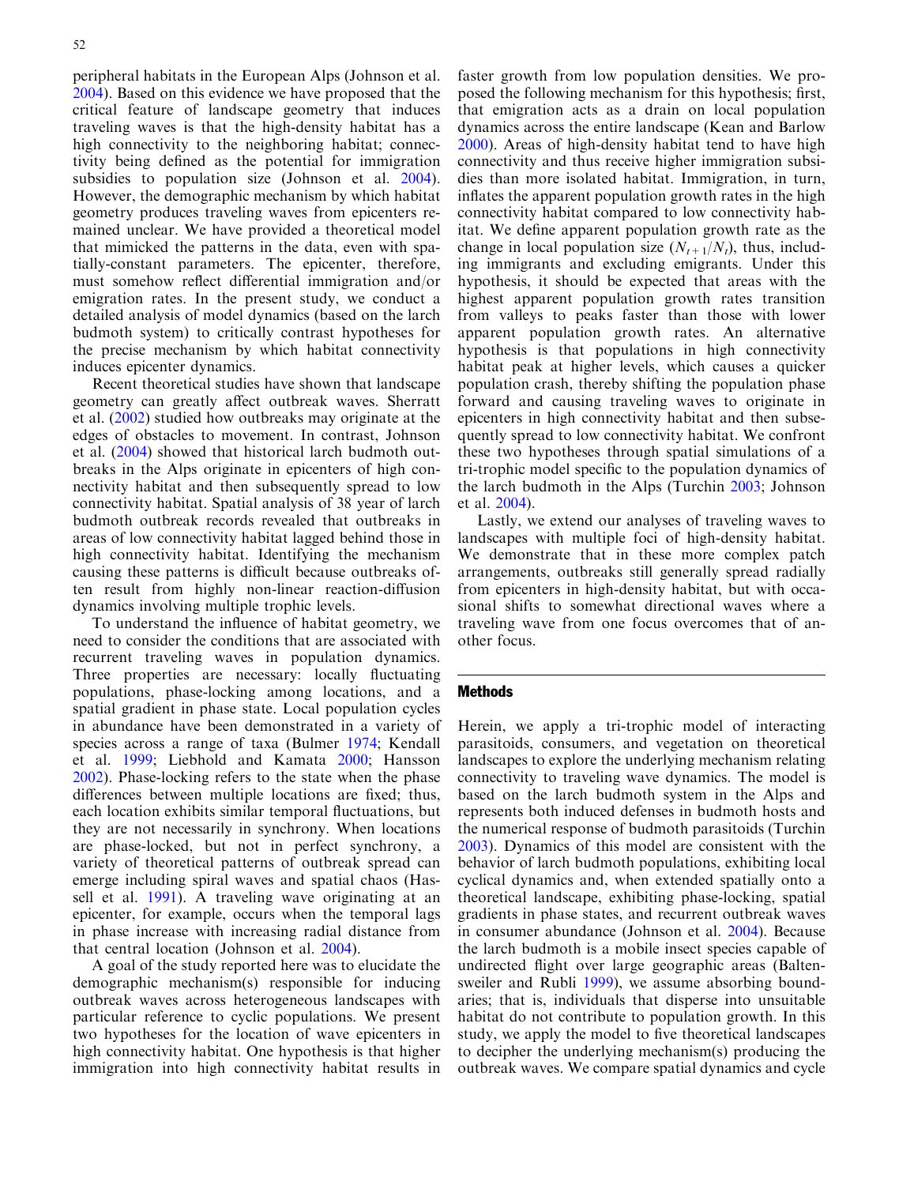peripheral habitats in the European Alps (Johnson et al. 2004). Based on this evidence we have proposed that the critical feature of landscape geometry that induces traveling waves is that the high-density habitat has a high connectivity to the neighboring habitat; connectivity being defined as the potential for immigration subsidies to population size (Johnson et al. 2004). However, the demographic mechanism by which habitat geometry produces traveling waves from epicenters remained unclear. We have provided a theoretical model that mimicked the patterns in the data, even with spatially-constant parameters. The epicenter, therefore, must somehow reflect differential immigration and/or emigration rates. In the present study, we conduct a detailed analysis of model dynamics (based on the larch budmoth system) to critically contrast hypotheses for the precise mechanism by which habitat connectivity induces epicenter dynamics.

Recent theoretical studies have shown that landscape geometry can greatly affect outbreak waves. Sherratt et al. (2002) studied how outbreaks may originate at the edges of obstacles to movement. In contrast, Johnson et al. (2004) showed that historical larch budmoth outbreaks in the Alps originate in epicenters of high connectivity habitat and then subsequently spread to low connectivity habitat. Spatial analysis of 38 year of larch budmoth outbreak records revealed that outbreaks in areas of low connectivity habitat lagged behind those in high connectivity habitat. Identifying the mechanism causing these patterns is difficult because outbreaks often result from highly non-linear reaction-diffusion dynamics involving multiple trophic levels.

To understand the influence of habitat geometry, we need to consider the conditions that are associated with recurrent traveling waves in population dynamics. Three properties are necessary: locally fluctuating populations, phase-locking among locations, and a spatial gradient in phase state. Local population cycles in abundance have been demonstrated in a variety of species across a range of taxa (Bulmer 1974; Kendall et al. 1999; Liebhold and Kamata 2000; Hansson 2002). Phase-locking refers to the state when the phase differences between multiple locations are fixed; thus, each location exhibits similar temporal fluctuations, but they are not necessarily in synchrony. When locations are phase-locked, but not in perfect synchrony, a variety of theoretical patterns of outbreak spread can emerge including spiral waves and spatial chaos (Hassell et al. 1991). A traveling wave originating at an epicenter, for example, occurs when the temporal lags in phase increase with increasing radial distance from that central location (Johnson et al. 2004).

A goal of the study reported here was to elucidate the demographic mechanism(s) responsible for inducing outbreak waves across heterogeneous landscapes with particular reference to cyclic populations. We present two hypotheses for the location of wave epicenters in high connectivity habitat. One hypothesis is that higher immigration into high connectivity habitat results in faster growth from low population densities. We proposed the following mechanism for this hypothesis; first, that emigration acts as a drain on local population dynamics across the entire landscape (Kean and Barlow 2000). Areas of high-density habitat tend to have high connectivity and thus receive higher immigration subsidies than more isolated habitat. Immigration, in turn, inflates the apparent population growth rates in the high connectivity habitat compared to low connectivity habitat. We define apparent population growth rate as the change in local population size ($N_{t+1}/N_t$), thus, including immigrants and excluding emigrants. Under this hypothesis, it should be expected that areas with the highest apparent population growth rates transition from valleys to peaks faster than those with lower apparent population growth rates. An alternative hypothesis is that populations in high connectivity habitat peak at higher levels, which causes a quicker population crash, thereby shifting the population phase forward and causing traveling waves to originate in epicenters in high connectivity habitat and then subsequently spread to low connectivity habitat. We confront these two hypotheses through spatial simulations of a tri-trophic model specific to the population dynamics of the larch budmoth in the Alps (Turchin 2003; Johnson et al. 2004).

Lastly, we extend our analyses of traveling waves to landscapes with multiple foci of high-density habitat. We demonstrate that in these more complex patch arrangements, outbreaks still generally spread radially from epicenters in high-density habitat, but with occasional shifts to somewhat directional waves where a traveling wave from one focus overcomes that of another focus.

## Methods

Herein, we apply a tri-trophic model of interacting parasitoids, consumers, and vegetation on theoretical landscapes to explore the underlying mechanism relating connectivity to traveling wave dynamics. The model is based on the larch budmoth system in the Alps and represents both induced defenses in budmoth hosts and the numerical response of budmoth parasitoids (Turchin 2003). Dynamics of this model are consistent with the behavior of larch budmoth populations, exhibiting local cyclical dynamics and, when extended spatially onto a theoretical landscape, exhibiting phase-locking, spatial gradients in phase states, and recurrent outbreak waves in consumer abundance (Johnson et al. 2004). Because the larch budmoth is a mobile insect species capable of undirected flight over large geographic areas (Baltensweiler and Rubli 1999), we assume absorbing boundaries; that is, individuals that disperse into unsuitable habitat do not contribute to population growth. In this study, we apply the model to five theoretical landscapes to decipher the underlying mechanism(s) producing the outbreak waves. We compare spatial dynamics and cycle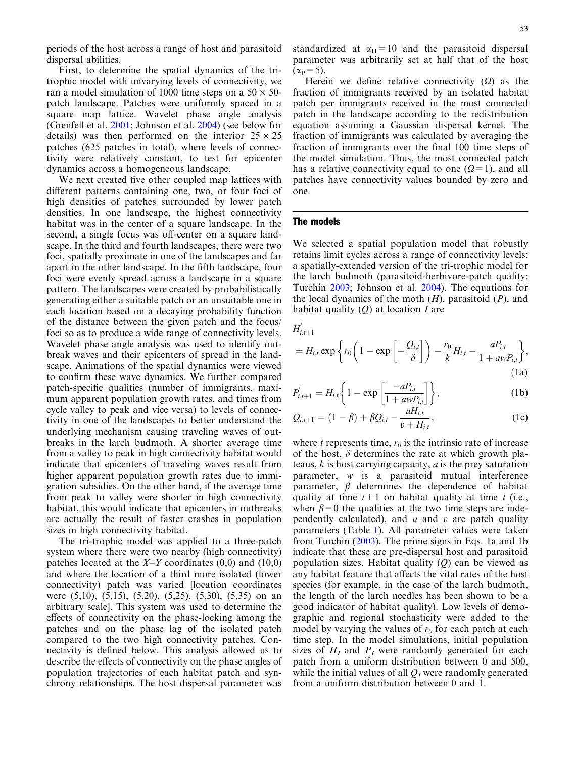periods of the host across a range of host and parasitoid dispersal abilities.

First, to determine the spatial dynamics of the tri-trophic model with unvarying levels of connectivity, we ran a model simulation of 1000 time steps on a $50 \times 50$-patch landscape. Patches were uniformly spaced in a square map lattice. Wavelet phase angle analysis (Grenfell et al. 2001; Johnson et al. 2004) (see below for details) was then performed on the interior $25 \times 25$ patches (625 patches in total), where levels of connectivity were relatively constant, to test for epicenter dynamics across a homogeneous landscape.

We next created five other coupled map lattices with different patterns containing one, two, or four foci of high densities of patches surrounded by lower patch densities. In one landscape, the highest connectivity habitat was in the center of a square landscape. In the second, a single focus was off-center on a square landscape. In the third and fourth landscapes, there were two foci, spatially proximate in one of the landscapes and far apart in the other landscape. In the fifth landscape, four foci were evenly spread across a landscape in a square pattern. The landscapes were created by probabilistically generating either a suitable patch or an unsuitable one in each location based on a decaying probability function of the distance between the given patch and the focus/foci so as to produce a wide range of connectivity levels. Wavelet phase angle analysis was used to identify outbreak waves and their epicenters of spread in the landscape. Animations of the spatial dynamics were viewed to confirm these wave dynamics. We further compared patch-specific qualities (number of immigrants, maximum apparent population growth rates, and times from cycle valley to peak and vice versa) to levels of connectivity in one of the landscapes to better understand the underlying mechanism causing traveling waves of outbreaks in the larch budmoth. A shorter average time from a valley to peak in high connectivity habitat would indicate that epicenters of traveling waves result from higher apparent population growth rates due to immigration subsidies. On the other hand, if the average time from peak to valley were shorter in high connectivity habitat, this would indicate that epicenters in outbreaks are actually the result of faster crashes in population sizes in high connectivity habitat.

The tri-trophic model was applied to a three-patch system where there were two nearby (high connectivity) patches located at the $X$–$Y$ coordinates (0,0) and (10,0) and where the location of a third more isolated (lower connectivity) patch was varied [location coordinates were (5,10), (5,15), (5,20), (5,25), (5,30), (5,35) on an arbitrary scale]. This system was used to determine the effects of connectivity on the phase-locking among the patches and on the phase lag of the isolated patch compared to the two high connectivity patches. Connectivity is defined below. This analysis allowed us to describe the effects of connectivity on the phase angles of population trajectories of each habitat patch and synchrony relationships. The host dispersal parameter was standardized at $\alpha_H = 10$ and the parasitoid dispersal parameter was arbitrarily set at half that of the host ($\alpha_P = 5$).

Herein we define relative connectivity ($\Omega$) as the fraction of immigrants received by an isolated habitat patch per immigrants received in the most connected patch in the landscape according to the redistribution equation assuming a Gaussian dispersal kernel. The fraction of immigrants was calculated by averaging the fraction of immigrants over the final 100 time steps of the model simulation. Thus, the most connected patch has a relative connectivity equal to one ($\Omega = 1$), and all patches have connectivity values bounded by zero and one.

## The models

We selected a spatial population model that robustly retains limit cycles across a range of connectivity levels: a spatially-extended version of the tri-trophic model for the larch budmoth (parasitoid-herbivore-patch quality: Turchin 2003; Johnson et al. 2004). The equations for the local dynamics of the moth ($H$), parasitoid ($P$), and habitat quality ($Q$) at location $I$ are

$$H'_{i,t+1} = H_{i,t} \exp\left\{ r_0\left(1 - \exp\left[-\frac{Q_{i,t}}{\delta}\right]\right) - \frac{r_0}{k}H_{i,t} - \frac{aP_{i,t}}{1 + awP_{i,t}} \right\}, \tag{1a}$$

$$P'_{i,t+1} = H_{i,t}\left\{ 1 - \exp\left[\frac{-aP_{i,t}}{1 + awP_{i,t}}\right] \right\}, \tag{1b}$$

$$Q_{i,t+1} = (1 - \beta) + \beta Q_{i,t} - \frac{uH_{i,t}}{v + H_{i,t}}, \tag{1c}$$

where $t$ represents time, $r_0$ is the intrinsic rate of increase of the host, $\delta$ determines the rate at which growth plateaus, $k$ is host carrying capacity, $a$ is the prey saturation parameter, $w$ is a parasitoid mutual interference parameter, $\beta$ determines the dependence of habitat quality at time $t+1$ on habitat quality at time $t$ (i.e., when $\beta = 0$ the qualities at the two time steps are independently calculated), and $u$ and $v$ are patch quality parameters (Table 1). All parameter values were taken from Turchin (2003). The prime signs in Eqs. 1a and 1b indicate that these are pre-dispersal host and parasitoid population sizes. Habitat quality ($Q$) can be viewed as any habitat feature that affects the vital rates of the host species (for example, in the case of the larch budmoth, the length of the larch needles has been shown to be a good indicator of habitat quality). Low levels of demographic and regional stochasticity were added to the model by varying the values of $r_0$ for each patch at each time step. In the model simulations, initial population sizes of $H_I$ and $P_I$ were randomly generated for each patch from a uniform distribution between 0 and 500, while the initial values of all $Q_I$ were randomly generated from a uniform distribution between 0 and 1.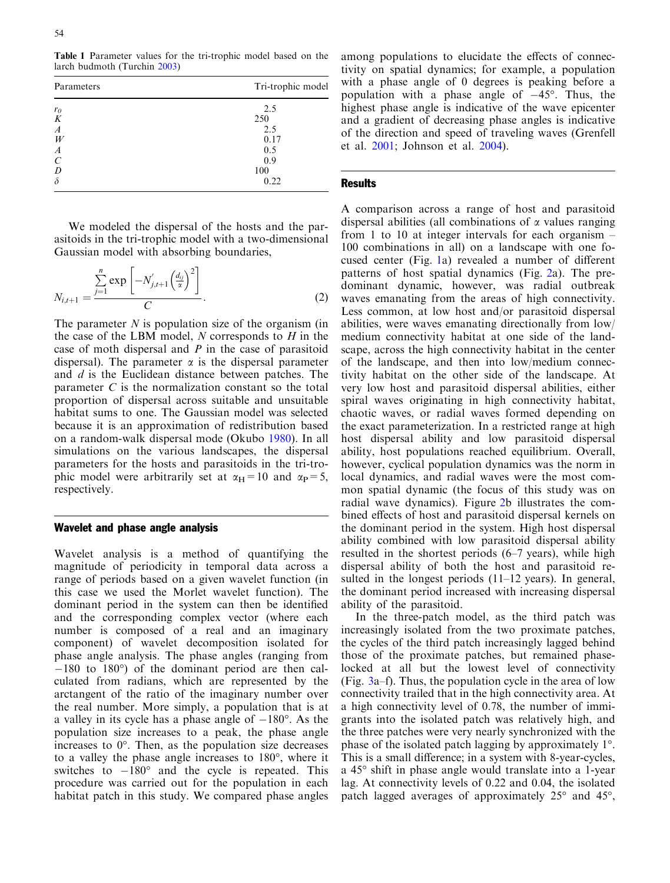**Table 1** Parameter values for the tri-trophic model based on the larch budmoth (Turchin 2003)

| Parameters | Tri-trophic model |
|---|---|
| $r_0$ | 2.5 |
| $K$ | 250 |
| $A$ | 2.5 |
| $W$ | 0.17 |
| $A$ | 0.5 |
| $C$ | 0.9 |
| $D$ | 100 |
| $\delta$ | 0.22 |

We modeled the dispersal of the hosts and the parasitoids in the tri-trophic model with a two-dimensional Gaussian model with absorbing boundaries,

$$N_{i,t+1} = \frac{\sum_{j=1}^{n} \exp\left[-N'_{j,t+1}\left(\frac{d_{ij}}{\alpha}\right)^2\right]}{C}. \quad (2)$$

The parameter $N$ is population size of the organism (in the case of the LBM model, $N$ corresponds to $H$ in the case of moth dispersal and $P$ in the case of parasitoid dispersal). The parameter $\alpha$ is the dispersal parameter and $d$ is the Euclidean distance between patches. The parameter $C$ is the normalization constant so the total proportion of dispersal across suitable and unsuitable habitat sums to one. The Gaussian model was selected because it is an approximation of redistribution based on a random-walk dispersal mode (Okubo 1980). In all simulations on the various landscapes, the dispersal parameters for the hosts and parasitoids in the tri-trophic model were arbitrarily set at $\alpha_H = 10$ and $\alpha_P = 5$, respectively.

## Wavelet and phase angle analysis

Wavelet analysis is a method of quantifying the magnitude of periodicity in temporal data across a range of periods based on a given wavelet function (in this case we used the Morlet wavelet function). The dominant period in the system can then be identified and the corresponding complex vector (where each number is composed of a real and an imaginary component) of wavelet decomposition isolated for phase angle analysis. The phase angles (ranging from $-180$ to $180°$) of the dominant period are then calculated from radians, which are represented by the arctangent of the ratio of the imaginary number over the real number. More simply, a population that is at a valley in its cycle has a phase angle of $-180°$. As the population size increases to a peak, the phase angle increases to $0°$. Then, as the population size decreases to a valley the phase angle increases to $180°$, where it switches to $-180°$ and the cycle is repeated. This procedure was carried out for the population in each habitat patch in this study. We compared phase angles among populations to elucidate the effects of connectivity on spatial dynamics; for example, a population with a phase angle of 0 degrees is peaking before a population with a phase angle of $-45°$. Thus, the highest phase angle is indicative of the wave epicenter and a gradient of decreasing phase angles is indicative of the direction and speed of traveling waves (Grenfell et al. 2001; Johnson et al. 2004).

## Results

A comparison across a range of host and parasitoid dispersal abilities (all combinations of $\alpha$ values ranging from 1 to 10 at integer intervals for each organism – 100 combinations in all) on a landscape with one focused center (Fig. 1a) revealed a number of different patterns of host spatial dynamics (Fig. 2a). The predominant dynamic, however, was radial outbreak waves emanating from the areas of high connectivity. Less common, at low host and/or parasitoid dispersal abilities, were waves emanating directionally from low/medium connectivity habitat at one side of the landscape, across the high connectivity habitat in the center of the landscape, and then into low/medium connectivity habitat on the other side of the landscape. At very low host and parasitoid dispersal abilities, either spiral waves originating in high connectivity habitat, chaotic waves, or radial waves formed depending on the exact parameterization. In a restricted range at high host dispersal ability and low parasitoid dispersal ability, host populations reached equilibrium. Overall, however, cyclical population dynamics was the norm in local dynamics, and radial waves were the most common spatial dynamic (the focus of this study was on radial wave dynamics). Figure 2b illustrates the combined effects of host and parasitoid dispersal kernels on the dominant period in the system. High host dispersal ability combined with low parasitoid dispersal ability resulted in the shortest periods (6–7 years), while high dispersal ability of both the host and parasitoid resulted in the longest periods (11–12 years). In general, the dominant period increased with increasing dispersal ability of the parasitoid.

In the three-patch model, as the third patch was increasingly isolated from the two proximate patches, the cycles of the third patch increasingly lagged behind those of the proximate patches, but remained phase-locked at all but the lowest level of connectivity (Fig. 3a–f). Thus, the population cycle in the area of low connectivity trailed that in the high connectivity area. At a high connectivity level of 0.78, the number of immigrants into the isolated patch was relatively high, and the three patches were very nearly synchronized with the phase of the isolated patch lagging by approximately 1°. This is a small difference; in a system with 8-year-cycles, a 45° shift in phase angle would translate into a 1-year lag. At connectivity levels of 0.22 and 0.04, the isolated patch lagged averages of approximately 25° and 45°,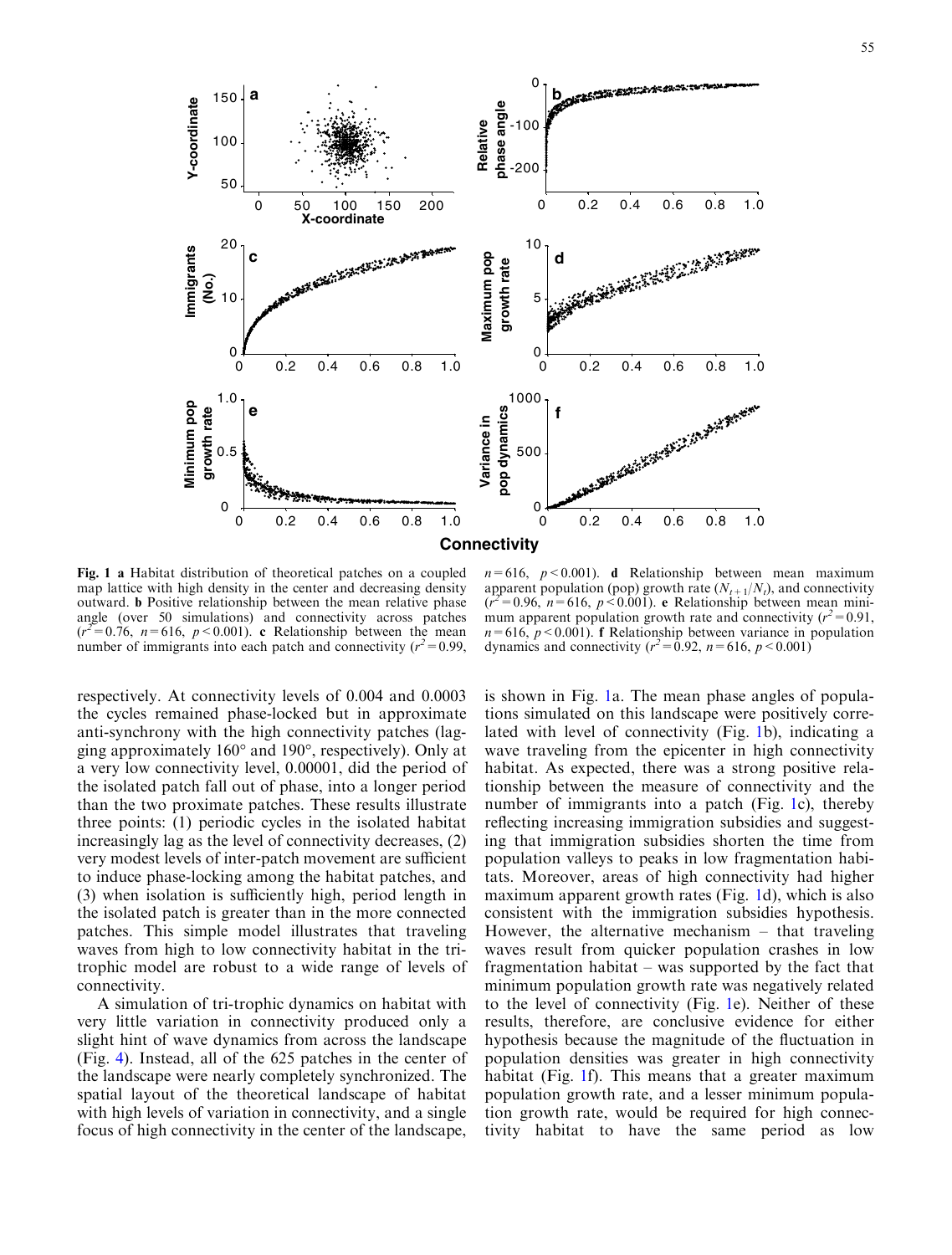**Fig. 1** **a** Habitat distribution of theoretical patches on a coupled map lattice with high density in the center and decreasing density outward. **b** Positive relationship between the mean relative phase angle (over 50 simulations) and connectivity across patches ($r^2 = 0.76$, $n = 616$, $p < 0.001$). **c** Relationship between the mean number of immigrants into each patch and connectivity ($r^2 = 0.99$, $n = 616$, $p < 0.001$). **d** Relationship between mean maximum apparent population (pop) growth rate ($N_{t+1}/N_t$), and connectivity ($r^2 = 0.96$, $n = 616$, $p < 0.001$). **e** Relationship between mean minimum apparent population growth rate and connectivity ($r^2 = 0.91$, $n = 616$, $p < 0.001$). **f** Relationship between variance in population dynamics and connectivity ($r^2 = 0.92$, $n = 616$, $p < 0.001$)

respectively. At connectivity levels of 0.004 and 0.0003 the cycles remained phase-locked but in approximate anti-synchrony with the high connectivity patches (lagging approximately 160° and 190°, respectively). Only at a very low connectivity level, 0.00001, did the period of the isolated patch fall out of phase, into a longer period than the two proximate patches. These results illustrate three points: (1) periodic cycles in the isolated habitat increasingly lag as the level of connectivity decreases, (2) very modest levels of inter-patch movement are sufficient to induce phase-locking among the habitat patches, and (3) when isolation is sufficiently high, period length in the isolated patch is greater than in the more connected patches. This simple model illustrates that traveling waves from high to low connectivity habitat in the tri-trophic model are robust to a wide range of levels of connectivity.

A simulation of tri-trophic dynamics on habitat with very little variation in connectivity produced only a slight hint of wave dynamics from across the landscape (Fig. 4). Instead, all of the 625 patches in the center of the landscape were nearly completely synchronized. The spatial layout of the theoretical landscape of habitat with high levels of variation in connectivity, and a single focus of high connectivity in the center of the landscape, is shown in Fig. 1a. The mean phase angles of populations simulated on this landscape were positively correlated with level of connectivity (Fig. 1b), indicating a wave traveling from the epicenter in high connectivity habitat. As expected, there was a strong positive relationship between the measure of connectivity and the number of immigrants into a patch (Fig. 1c), thereby reflecting increasing immigration subsidies and suggesting that immigration subsidies shorten the time from population valleys to peaks in low fragmentation habitats. Moreover, areas of high connectivity had higher maximum apparent growth rates (Fig. 1d), which is also consistent with the immigration subsidies hypothesis. However, the alternative mechanism – that traveling waves result from quicker population crashes in low fragmentation habitat – was supported by the fact that minimum population growth rate was negatively related to the level of connectivity (Fig. 1e). Neither of these results, therefore, are conclusive evidence for either hypothesis because the magnitude of the fluctuation in population densities was greater in high connectivity habitat (Fig. 1f). This means that a greater maximum population growth rate, and a lesser minimum population growth rate, would be required for high connectivity habitat to have the same period as low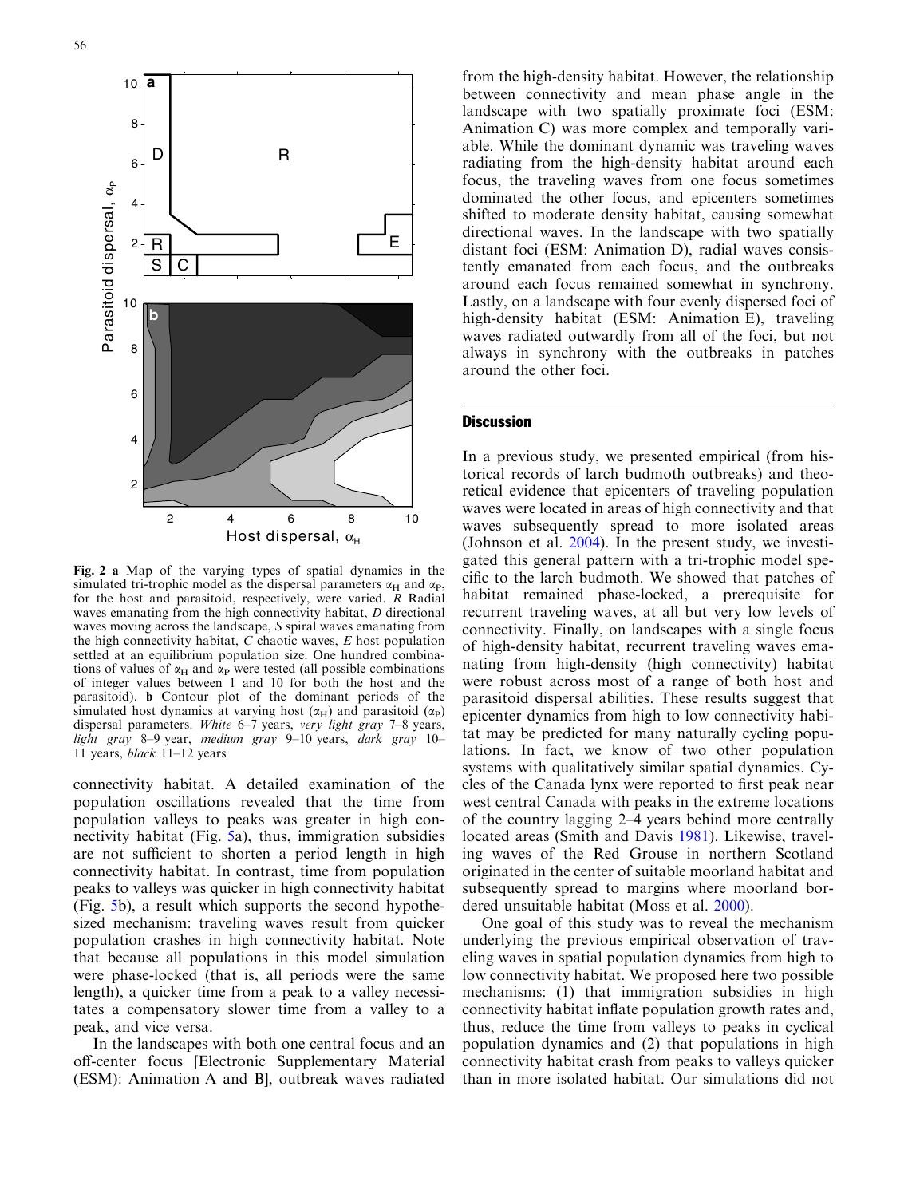a

10
8
6
4
2

D

R

R

S C

E

Parasitoid dispersal, $\alpha_P$

b

10
8
6
4
2

2 4 6 8 10

Host dispersal, $\alpha_H$

**Fig. 2 a** Map of the varying types of spatial dynamics in the simulated tri-trophic model as the dispersal parameters $\alpha_H$ and $\alpha_P$, for the host and parasitoid, respectively, were varied. *R* Radial waves emanating from the high connectivity habitat, *D* directional waves moving across the landscape, *S* spiral waves emanating from the high connectivity habitat, *C* chaotic waves, *E* host population settled at an equilibrium population size. One hundred combinations of values of $\alpha_H$ and $\alpha_P$ were tested (all possible combinations of integer values between 1 and 10 for both the host and the parasitoid). **b** Contour plot of the dominant periods of the simulated host dynamics at varying host ($\alpha_H$) and parasitoid ($\alpha_P$) dispersal parameters. *White* 6–7 years, *very light gray* 7–8 years, *light gray* 8–9 year, *medium gray* 9–10 years, *dark gray* 10–11 years, *black* 11–12 years

connectivity habitat. A detailed examination of the population oscillations revealed that the time from population valleys to peaks was greater in high connectivity habitat (Fig. 5a), thus, immigration subsidies are not sufficient to shorten a period length in high connectivity habitat. In contrast, time from population peaks to valleys was quicker in high connectivity habitat (Fig. 5b), a result which supports the second hypothesized mechanism: traveling waves result from quicker population crashes in high connectivity habitat. Note that because all populations in this model simulation were phase-locked (that is, all periods were the same length), a quicker time from a peak to a valley necessitates a compensatory slower time from a valley to a peak, and vice versa.

In the landscapes with both one central focus and an off-center focus [Electronic Supplementary Material (ESM): Animation A and B], outbreak waves radiated from the high-density habitat. However, the relationship between connectivity and mean phase angle in the landscape with two spatially proximate foci (ESM: Animation C) was more complex and temporally variable. While the dominant dynamic was traveling waves radiating from the high-density habitat around each focus, the traveling waves from one focus sometimes dominated the other focus, and epicenters sometimes shifted to moderate density habitat, causing somewhat directional waves. In the landscape with two spatially distant foci (ESM: Animation D), radial waves consistently emanated from each focus, and the outbreaks around each focus remained somewhat in synchrony. Lastly, on a landscape with four evenly dispersed foci of high-density habitat (ESM: Animation E), traveling waves radiated outwardly from all of the foci, but not always in synchrony with the outbreaks in patches around the other foci.

## Discussion

In a previous study, we presented empirical (from historical records of larch budmoth outbreaks) and theoretical evidence that epicenters of traveling population waves were located in areas of high connectivity and that waves subsequently spread to more isolated areas (Johnson et al. 2004). In the present study, we investigated this general pattern with a tri-trophic model specific to the larch budmoth. We showed that patches of habitat remained phase-locked, a prerequisite for recurrent traveling waves, at all but very low levels of connectivity. Finally, on landscapes with a single focus of high-density habitat, recurrent traveling waves emanating from high-density (high connectivity) habitat were robust across most of a range of both host and parasitoid dispersal abilities. These results suggest that epicenter dynamics from high to low connectivity habitat may be predicted for many naturally cycling populations. In fact, we know of two other population systems with qualitatively similar spatial dynamics. Cycles of the Canada lynx were reported to first peak near west central Canada with peaks in the extreme locations of the country lagging 2–4 years behind more centrally located areas (Smith and Davis 1981). Likewise, traveling waves of the Red Grouse in northern Scotland originated in the center of suitable moorland habitat and subsequently spread to margins where moorland bordered unsuitable habitat (Moss et al. 2000).

One goal of this study was to reveal the mechanism underlying the previous empirical observation of traveling waves in spatial population dynamics from high to low connectivity habitat. We proposed here two possible mechanisms: (1) that immigration subsidies in high connectivity habitat inflate population growth rates and, thus, reduce the time from valleys to peaks in cyclical population dynamics and (2) that populations in high connectivity habitat crash from peaks to valleys quicker than in more isolated habitat. Our simulations did not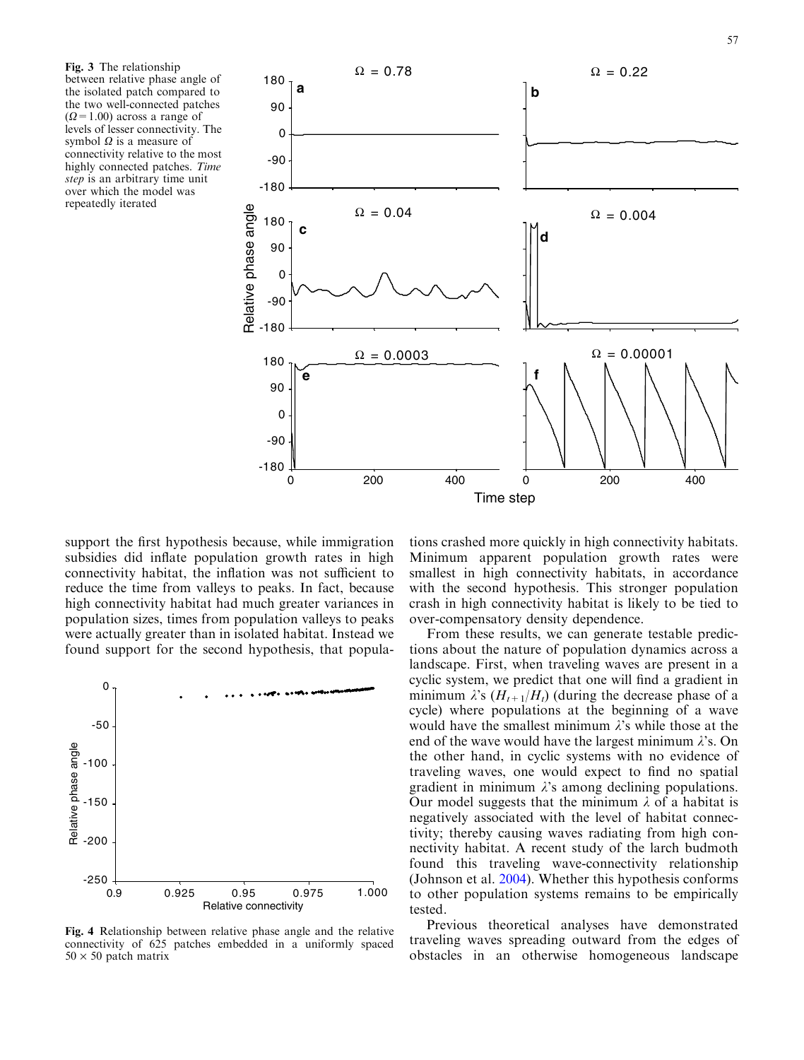**Fig. 3** The relationship between relative phase angle of the isolated patch compared to the two well-connected patches ($\Omega = 1.00$) across a range of levels of lesser connectivity. The symbol $\Omega$ is a measure of connectivity relative to the most highly connected patches. *Time step* is an arbitrary time unit over which the model was repeatedly iterated

support the first hypothesis because, while immigration subsidies did inflate population growth rates in high connectivity habitat, the inflation was not sufficient to reduce the time from valleys to peaks. In fact, because high connectivity habitat had much greater variances in population sizes, times from population valleys to peaks were actually greater than in isolated habitat. Instead we found support for the second hypothesis, that populations crashed more quickly in high connectivity habitats. Minimum apparent population growth rates were smallest in high connectivity habitats, in accordance with the second hypothesis. This stronger population crash in high connectivity habitat is likely to be tied to over-compensatory density dependence.

**Fig. 4** Relationship between relative phase angle and the relative connectivity of 625 patches embedded in a uniformly spaced $50 \times 50$ patch matrix

From these results, we can generate testable predictions about the nature of population dynamics across a landscape. First, when traveling waves are present in a cyclic system, we predict that one will find a gradient in minimum $\lambda$'s ($H_{t+1}/H_t$) (during the decrease phase of a cycle) where populations at the beginning of a wave would have the smallest minimum $\lambda$'s while those at the end of the wave would have the largest minimum $\lambda$'s. On the other hand, in cyclic systems with no evidence of traveling waves, one would expect to find no spatial gradient in minimum $\lambda$'s among declining populations. Our model suggests that the minimum $\lambda$ of a habitat is negatively associated with the level of habitat connectivity; thereby causing waves radiating from high connectivity habitat. A recent study of the larch budmoth found this traveling wave-connectivity relationship (Johnson et al. 2004). Whether this hypothesis conforms to other population systems remains to be empirically tested.

Previous theoretical analyses have demonstrated traveling waves spreading outward from the edges of obstacles in an otherwise homogeneous landscape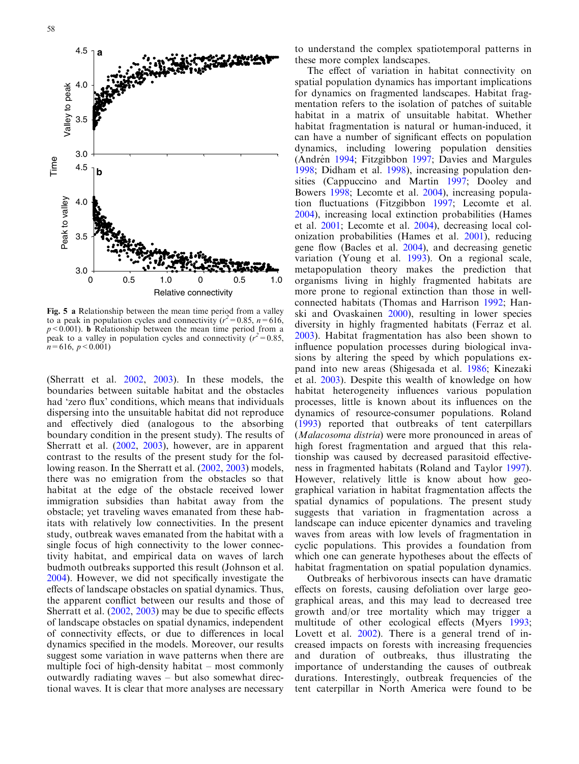**Fig. 5** **a** Relationship between the mean time period from a valley to a peak in population cycles and connectivity ($r^2 = 0.85$, $n = 616$, $p < 0.001$). **b** Relationship between the mean time period from a peak to a valley in population cycles and connectivity ($r^2 = 0.85$, $n = 616$, $p < 0.001$)

(Sherratt et al. 2002, 2003). In these models, the boundaries between suitable habitat and the obstacles had 'zero flux' conditions, which means that individuals dispersing into the unsuitable habitat did not reproduce and effectively died (analogous to the absorbing boundary condition in the present study). The results of Sherratt et al. (2002, 2003), however, are in apparent contrast to the results of the present study for the following reason. In the Sherratt et al. (2002, 2003) models, there was no emigration from the obstacles so that habitat at the edge of the obstacle received lower immigration subsidies than habitat away from the obstacle; yet traveling waves emanated from these habitats with relatively low connectivities. In the present study, outbreak waves emanated from the habitat with a single focus of high connectivity to the lower connectivity habitat, and empirical data on waves of larch budmoth outbreaks supported this result (Johnson et al. 2004). However, we did not specifically investigate the effects of landscape obstacles on spatial dynamics. Thus, the apparent conflict between our results and those of Sherratt et al. (2002, 2003) may be due to specific effects of landscape obstacles on spatial dynamics, independent of connectivity effects, or due to differences in local dynamics specified in the models. Moreover, our results suggest some variation in wave patterns when there are multiple foci of high-density habitat – most commonly outwardly radiating waves – but also somewhat directional waves. It is clear that more analyses are necessary to understand the complex spatiotemporal patterns in these more complex landscapes.

The effect of variation in habitat connectivity on spatial population dynamics has important implications for dynamics on fragmented landscapes. Habitat fragmentation refers to the isolation of patches of suitable habitat in a matrix of unsuitable habitat. Whether habitat fragmentation is natural or human-induced, it can have a number of significant effects on population dynamics, including lowering population densities (Andrén 1994; Fitzgibbon 1997; Davies and Margules 1998; Didham et al. 1998), increasing population densities (Cappuccino and Martin 1997; Dooley and Bowers 1998; Lecomte et al. 2004), increasing population fluctuations (Fitzgibbon 1997; Lecomte et al. 2004), increasing local extinction probabilities (Hames et al. 2001; Lecomte et al. 2004), decreasing local colonization probabilities (Hames et al. 2001), reducing gene flow (Bacles et al. 2004), and decreasing genetic variation (Young et al. 1993). On a regional scale, metapopulation theory makes the prediction that organisms living in highly fragmented habitats are more prone to regional extinction than those in well-connected habitats (Thomas and Harrison 1992; Hanski and Ovaskainen 2000), resulting in lower species diversity in highly fragmented habitats (Ferraz et al. 2003). Habitat fragmentation has also been shown to influence population processes during biological invasions by altering the speed by which populations expand into new areas (Shigesada et al. 1986; Kinezaki et al. 2003). Despite this wealth of knowledge on how habitat heterogeneity influences various population processes, little is known about its influences on the dynamics of resource-consumer populations. Roland (1993) reported that outbreaks of tent caterpillars (*Malacosoma distria*) were more pronounced in areas of high forest fragmentation and argued that this relationship was caused by decreased parasitoid effectiveness in fragmented habitats (Roland and Taylor 1997). However, relatively little is know about how geographical variation in habitat fragmentation affects the spatial dynamics of populations. The present study suggests that variation in fragmentation across a landscape can induce epicenter dynamics and traveling waves from areas with low levels of fragmentation in cyclic populations. This provides a foundation from which one can generate hypotheses about the effects of habitat fragmentation on spatial population dynamics.

Outbreaks of herbivorous insects can have dramatic effects on forests, causing defoliation over large geographical areas, and this may lead to decreased tree growth and/or tree mortality which may trigger a multitude of other ecological effects (Myers 1993; Lovett et al. 2002). There is a general trend of increased impacts on forests with increasing frequencies and duration of outbreaks, thus illustrating the importance of understanding the causes of outbreak durations. Interestingly, outbreak frequencies of the tent caterpillar in North America were found to be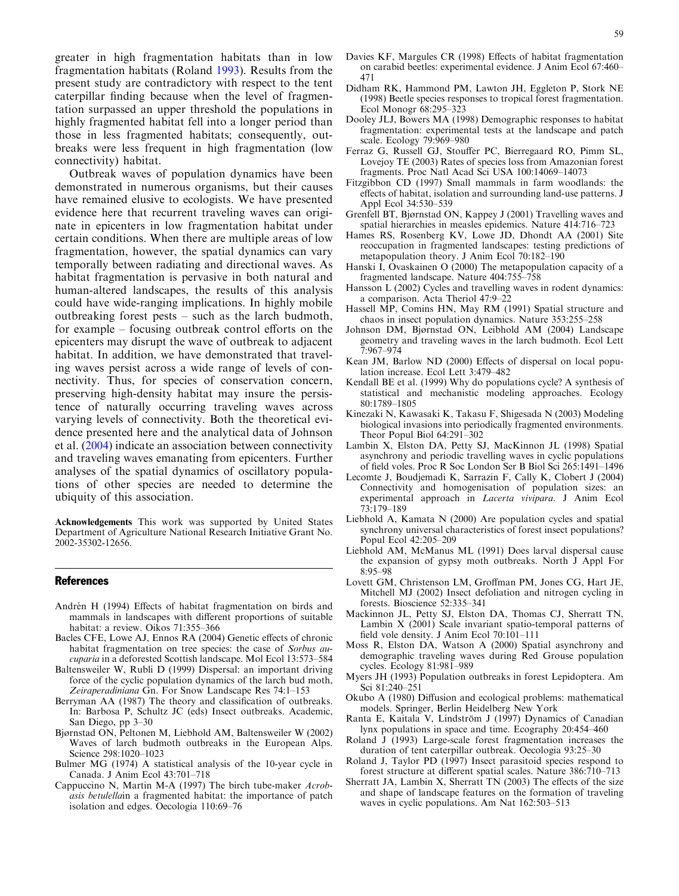greater in high fragmentation habitats than in low fragmentation habitats (Roland 1993). Results from the present study are contradictory with respect to the tent caterpillar finding because when the level of fragmentation surpassed an upper threshold the populations in highly fragmented habitat fell into a longer period than those in less fragmented habitats; consequently, outbreaks were less frequent in high fragmentation (low connectivity) habitat.

Outbreak waves of population dynamics have been demonstrated in numerous organisms, but their causes have remained elusive to ecologists. We have presented evidence here that recurrent traveling waves can originate in epicenters in low fragmentation habitat under certain conditions. When there are multiple areas of low fragmentation, however, the spatial dynamics can vary temporally between radiating and directional waves. As habitat fragmentation is pervasive in both natural and human-altered landscapes, the results of this analysis could have wide-ranging implications. In highly mobile outbreaking forest pests – such as the larch budmoth, for example – focusing outbreak control efforts on the epicenters may disrupt the wave of outbreak to adjacent habitat. In addition, we have demonstrated that traveling waves persist across a wide range of levels of connectivity. Thus, for species of conservation concern, preserving high-density habitat may insure the persistence of naturally occurring traveling waves across varying levels of connectivity. Both the theoretical evidence presented here and the analytical data of Johnson et al. (2004) indicate an association between connectivity and traveling waves emanating from epicenters. Further analyses of the spatial dynamics of oscillatory populations of other species are needed to determine the ubiquity of this association.

**Acknowledgements** This work was supported by United States Department of Agriculture National Research Initiative Grant No. 2002-35302-12656.

## References

- Andrén H (1994) Effects of habitat fragmentation on birds and mammals in landscapes with different proportions of suitable habitat: a review. Oikos 71:355–366
- Bacles CFE, Lowe AJ, Ennos RA (2004) Genetic effects of chronic habitat fragmentation on tree species: the case of *Sorbus aucuparia* in a deforested Scottish landscape. Mol Ecol 13:573–584
- Baltensweiler W, Rubli D (1999) Dispersal: an important driving force of the cyclic population dynamics of the larch bud moth, *Zeiraperadiniana* Gn. For Snow Landscape Res 74:1–153
- Berryman AA (1987) The theory and classification of outbreaks. In: Barbosa P, Schultz JC (eds) Insect outbreaks. Academic, San Diego, pp 3–30
- Bjørnstad ON, Peltonen M, Liebhold AM, Baltensweiler W (2002) Waves of larch budmoth outbreaks in the European Alps. Science 298:1020–1023
- Bulmer MG (1974) A statistical analysis of the 10-year cycle in Canada. J Anim Ecol 43:701–718
- Cappuccino N, Martin M-A (1997) The birch tube-maker *Acrobasis betulella*in a fragmented habitat: the importance of patch isolation and edges. Oecologia 110:69–76
- Davies KF, Margules CR (1998) Effects of habitat fragmentation on carabid beetles: experimental evidence. J Anim Ecol 67:460–471
- Didham RK, Hammond PM, Lawton JH, Eggleton P, Stork NE (1998) Beetle species responses to tropical forest fragmentation. Ecol Monogr 68:295–323
- Dooley JLJ, Bowers MA (1998) Demographic responses to habitat fragmentation: experimental tests at the landscape and patch scale. Ecology 79:969–980
- Ferraz G, Russell GJ, Stouffer PC, Bierregaard RO, Pimm SL, Lovejoy TE (2003) Rates of species loss from Amazonian forest fragments. Proc Natl Acad Sci USA 100:14069–14073
- Fitzgibbon CD (1997) Small mammals in farm woodlands: the effects of habitat, isolation and surrounding land-use patterns. J Appl Ecol 34:530–539
- Grenfell BT, Bjørnstad ON, Kappey J (2001) Travelling waves and spatial hierarchies in measles epidemics. Nature 414:716–723
- Hames RS, Rosenberg KV, Lowe JD, Dhondt AA (2001) Site reoccupation in fragmented landscapes: testing predictions of metapopulation theory. J Anim Ecol 70:182–190
- Hanski I, Ovaskainen O (2000) The metapopulation capacity of a fragmented landscape. Nature 404:755–758
- Hansson L (2002) Cycles and travelling waves in rodent dynamics: a comparison. Acta Theriol 47:9–22
- Hassell MP, Comins HN, May RM (1991) Spatial structure and chaos in insect population dynamics. Nature 353:255–258
- Johnson DM, Bjørnstad ON, Leibhold AM (2004) Landscape geometry and traveling waves in the larch budmoth. Ecol Lett 7:967–974
- Kean JM, Barlow ND (2000) Effects of dispersal on local population increase. Ecol Lett 3:479–482
- Kendall BE et al. (1999) Why do populations cycle? A synthesis of statistical and mechanistic modeling approaches. Ecology 80:1789–1805
- Kinezaki N, Kawasaki K, Takasu F, Shigesada N (2003) Modeling biological invasions into periodically fragmented environments. Theor Popul Biol 64:291–302
- Lambin X, Elston DA, Petty SJ, MacKinnon JL (1998) Spatial asynchrony and periodic travelling waves in cyclic populations of field voles. Proc R Soc London Ser B Biol Sci 265:1491–1496
- Lecomte J, Boudjemadi K, Sarrazin F, Cally K, Clobert J (2004) Connectivity and homogenisation of population sizes: an experimental approach in *Lacerta vivipara*. J Anim Ecol 73:179–189
- Liebhold A, Kamata N (2000) Are population cycles and spatial synchrony universal characteristics of forest insect populations? Popul Ecol 42:205–209
- Liebhold AM, McManus ML (1991) Does larval dispersal cause the expansion of gypsy moth outbreaks. North J Appl For 8:95–98
- Lovett GM, Christenson LM, Groffman PM, Jones CG, Hart JE, Mitchell MJ (2002) Insect defoliation and nitrogen cycling in forests. Bioscience 52:335–341
- Mackinnon JL, Petty SJ, Elston DA, Thomas CJ, Sherratt TN, Lambin X (2001) Scale invariant spatio-temporal patterns of field vole density. J Anim Ecol 70:101–111
- Moss R, Elston DA, Watson A (2000) Spatial asynchrony and demographic traveling waves during Red Grouse population cycles. Ecology 81:981–989
- Myers JH (1993) Population outbreaks in forest Lepidoptera. Am Sci 81:240–251
- Okubo A (1980) Diffusion and ecological problems: mathematical models. Springer, Berlin Heidelberg New York
- Ranta E, Kaitala V, Lindström J (1997) Dynamics of Canadian lynx populations in space and time. Ecography 20:454–460
- Roland J (1993) Large-scale forest fragmentation increases the duration of tent caterpillar outbreak. Oecologia 93:25–30
- Roland J, Taylor PD (1997) Insect parasitoid species respond to forest structure at different spatial scales. Nature 386:710–713
- Sherratt JA, Lambin X, Sherratt TN (2003) The effects of the size and shape of landscape features on the formation of traveling waves in cyclic populations. Am Nat 162:503–513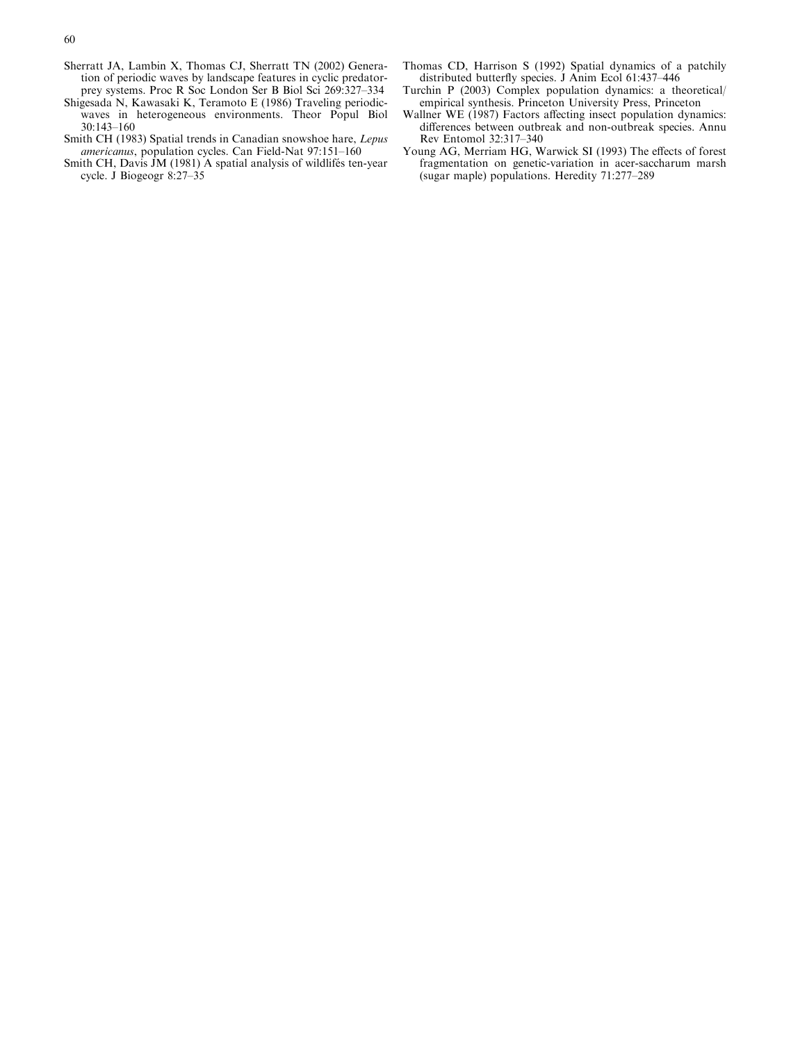Sherratt JA, Lambin X, Thomas CJ, Sherratt TN (2002) Generation of periodic waves by landscape features in cyclic predator-prey systems. Proc R Soc London Ser B Biol Sci 269:327–334

Shigesada N, Kawasaki K, Teramoto E (1986) Traveling periodic-waves in heterogeneous environments. Theor Popul Biol 30:143–160

Smith CH (1983) Spatial trends in Canadian snowshoe hare, *Lepus americanus*, population cycles. Can Field-Nat 97:151–160

Smith CH, Davis JM (1981) A spatial analysis of wildlifés ten-year cycle. J Biogeogr 8:27–35

Thomas CD, Harrison S (1992) Spatial dynamics of a patchily distributed butterfly species. J Anim Ecol 61:437–446

Turchin P (2003) Complex population dynamics: a theoretical/empirical synthesis. Princeton University Press, Princeton

Wallner WE (1987) Factors affecting insect population dynamics: differences between outbreak and non-outbreak species. Annu Rev Entomol 32:317–340

Young AG, Merriam HG, Warwick SI (1993) The effects of forest fragmentation on genetic-variation in acer-saccharum marsh (sugar maple) populations. Heredity 71:277–289